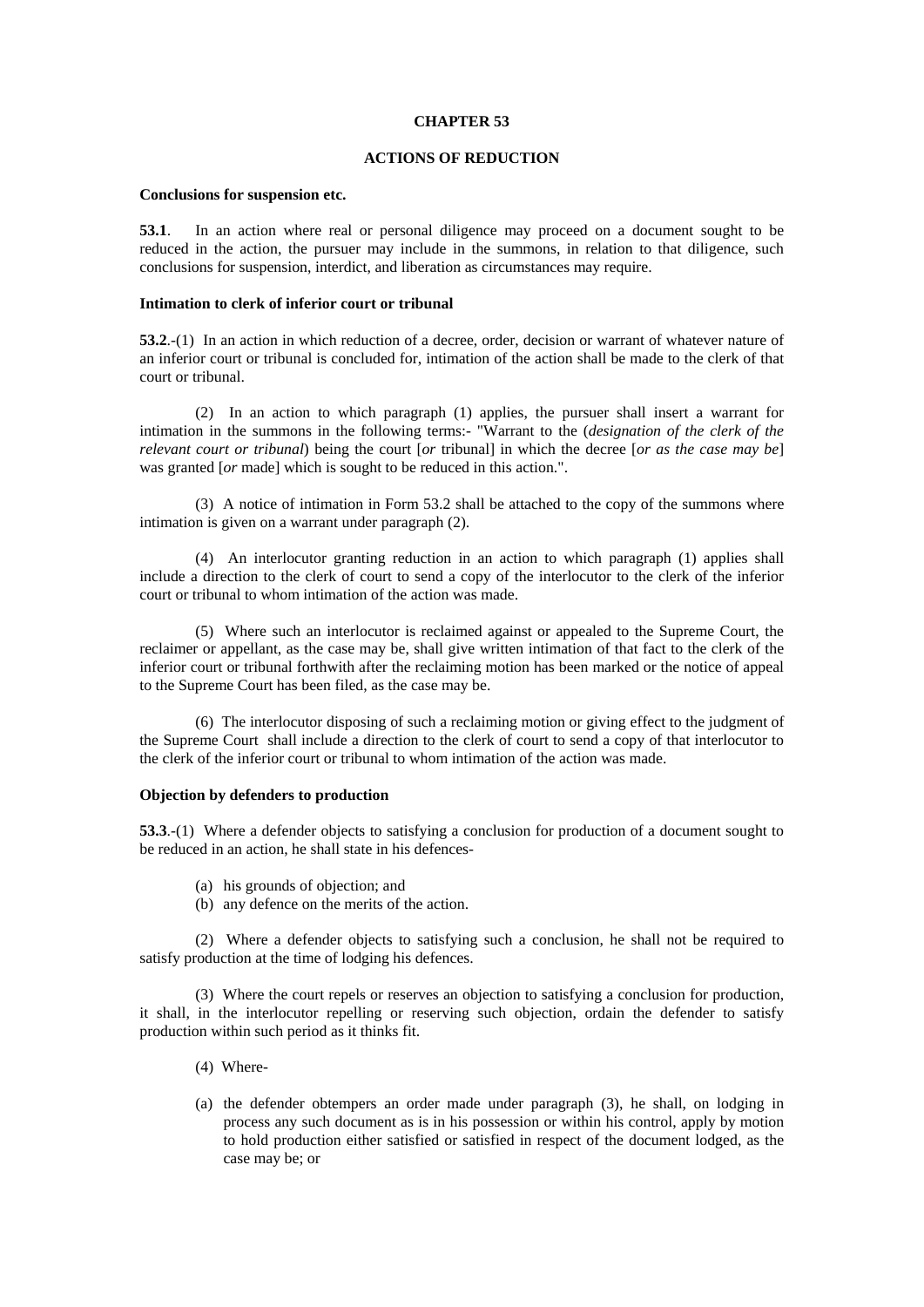# CHAPTER 53

## ACTIONS OF REDUCTION

**Conclusions for suspension etc.**

**53.1**. In an action where real or personal diligence may proceed on a document sought to be reduced in the action, the pursuer may include in the summons, in relation to that diligence, such conclusions for suspension, interdict, and liberation as circumstances may require.

**Intimation to clerk of inferior court or tribunal**

**53.2**.-(1) In an action in which reduction of a decree, order, decision or warrant of whatever nature of an inferior court or tribunal is concluded for, intimation of the action shall be made to the clerk of that court or tribunal.

(2) In an action to which paragraph (1) applies, the pursuer shall insert a warrant for intimation in the summons in the following terms:- "Warrant to the (*designation of the clerk of the relevant court or tribunal*) being the court [*or* tribunal] in which the decree [*or as the case may be*] was granted [*or* made] which is sought to be reduced in this action.".

(3) A notice of intimation in Form 53.2 shall be attached to the copy of the summons where intimation is given on a warrant under paragraph (2).

(4) An interlocutor granting reduction in an action to which paragraph (1) applies shall include a direction to the clerk of court to send a copy of the interlocutor to the clerk of the inferior court or tribunal to whom intimation of the action was made.

(5) Where such an interlocutor is reclaimed against or appealed to the Supreme Court, the reclaimer or appellant, as the case may be, shall give written intimation of that fact to the clerk of the inferior court or tribunal forthwith after the reclaiming motion has been marked or the notice of appeal to the Supreme Court has been filed, as the case may be.

(6) The interlocutor disposing of such a reclaiming motion or giving effect to the judgment of the Supreme Court shall include a direction to the clerk of court to send a copy of that interlocutor to the clerk of the inferior court or tribunal to whom intimation of the action was made.

**Objection by defenders to production**

**53.3**.-(1) Where a defender objects to satisfying a conclusion for production of a document sought to be reduced in an action, he shall state in his defences-

- (a) his grounds of objection; and
- (b) any defence on the merits of the action.

(2) Where a defender objects to satisfying such a conclusion, he shall not be required to satisfy production at the time of lodging his defences.

(3) Where the court repels or reserves an objection to satisfying a conclusion for production, it shall, in the interlocutor repelling or reserving such objection, ordain the defender to satisfy production within such period as it thinks fit.

(4) Where-

- (a) the defender obtempers an order made under paragraph (3), he shall, on lodging in process any such document as is in his possession or within his control, apply by motion to hold production either satisfied or satisfied in respect of the document lodged, as the case may be; or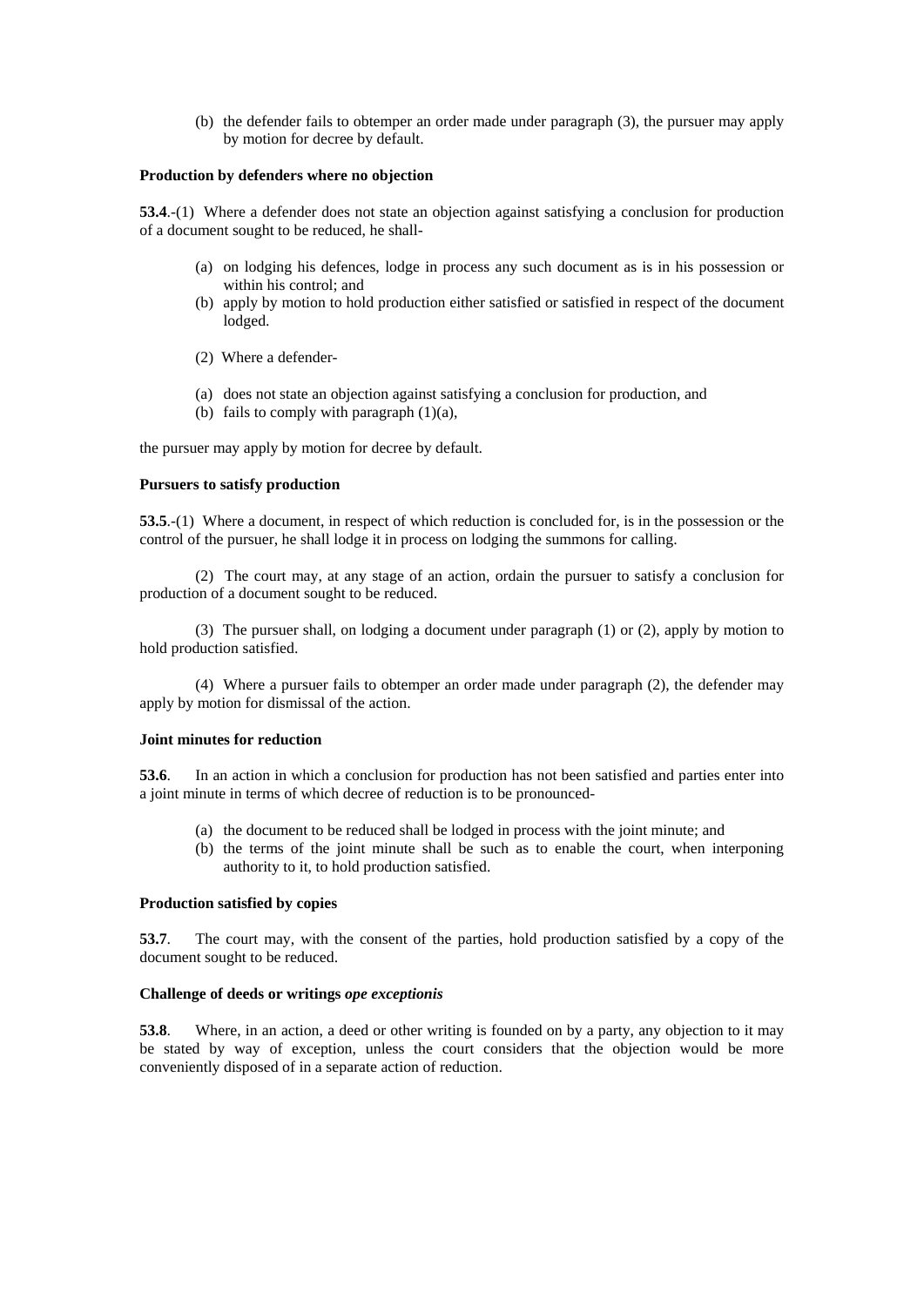(b) the defender fails to obtemper an order made under paragraph (3), the pursuer may apply by motion for decree by default.

**Production by defenders where no objection**

**53.4**.-(1) Where a defender does not state an objection against satisfying a conclusion for production of a document sought to be reduced, he shall-

(a) on lodging his defences, lodge in process any such document as is in his possession or within his control; and
(b) apply by motion to hold production either satisfied or satisfied in respect of the document lodged.

(2) Where a defender-

(a) does not state an objection against satisfying a conclusion for production, and
(b) fails to comply with paragraph (1)(a),

the pursuer may apply by motion for decree by default.

**Pursuers to satisfy production**

**53.5**.-(1) Where a document, in respect of which reduction is concluded for, is in the possession or the control of the pursuer, he shall lodge it in process on lodging the summons for calling.

(2) The court may, at any stage of an action, ordain the pursuer to satisfy a conclusion for production of a document sought to be reduced.

(3) The pursuer shall, on lodging a document under paragraph (1) or (2), apply by motion to hold production satisfied.

(4) Where a pursuer fails to obtemper an order made under paragraph (2), the defender may apply by motion for dismissal of the action.

**Joint minutes for reduction**

**53.6**. In an action in which a conclusion for production has not been satisfied and parties enter into a joint minute in terms of which decree of reduction is to be pronounced-

(a) the document to be reduced shall be lodged in process with the joint minute; and
(b) the terms of the joint minute shall be such as to enable the court, when interponing authority to it, to hold production satisfied.

**Production satisfied by copies**

**53.7**. The court may, with the consent of the parties, hold production satisfied by a copy of the document sought to be reduced.

**Challenge of deeds or writings *ope exceptionis***

**53.8**. Where, in an action, a deed or other writing is founded on by a party, any objection to it may be stated by way of exception, unless the court considers that the objection would be more conveniently disposed of in a separate action of reduction.